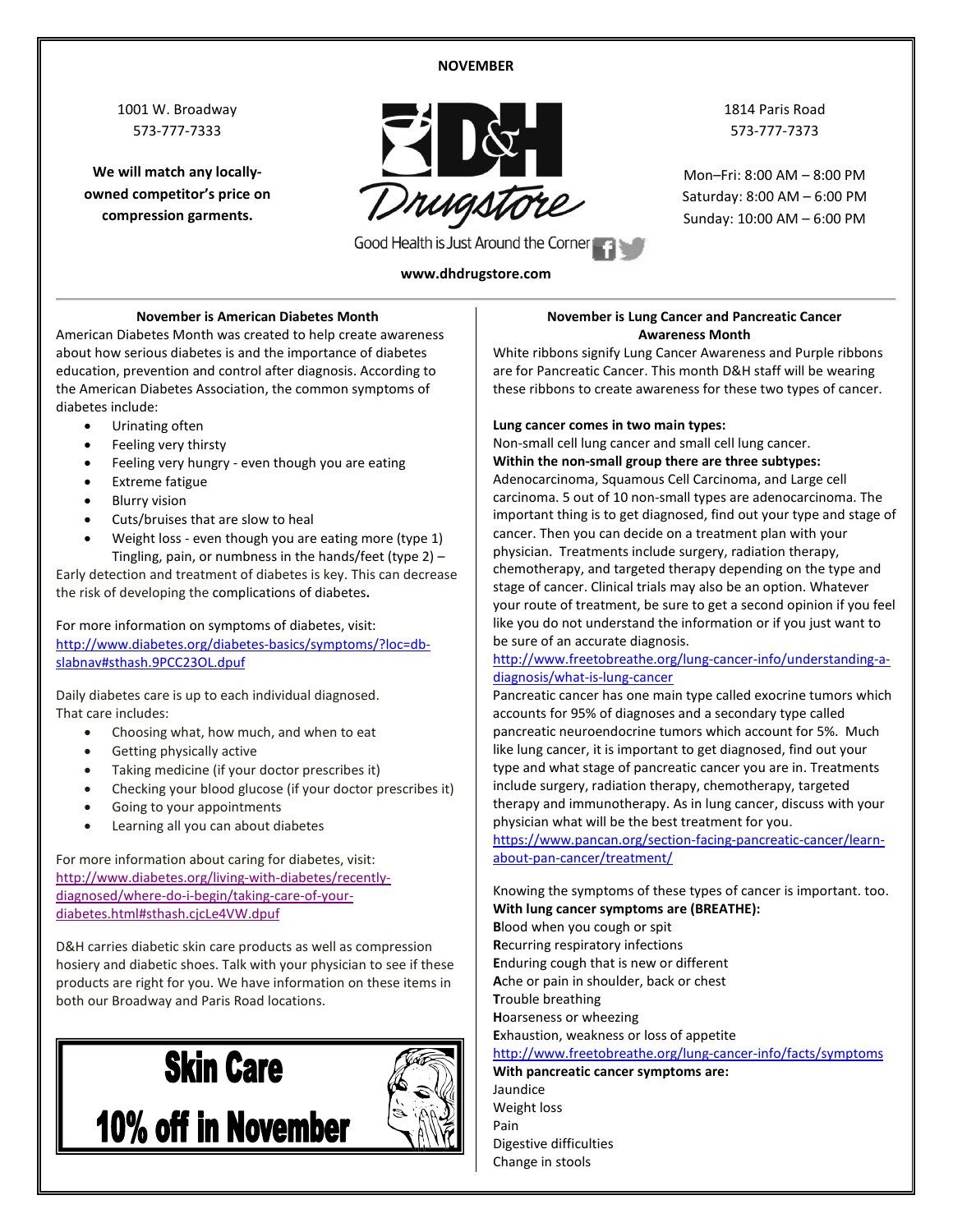**NOVEMBER**

1001 W. Broadway
573-777-7333

**We will match any locally-owned competitor's price on compression garments.**

D&H Drugstore

Good Health is Just Around the Corner

1814 Paris Road
573-777-7373

Mon–Fri: 8:00 AM – 8:00 PM
Saturday: 8:00 AM – 6:00 PM
Sunday: 10:00 AM – 6:00 PM

**www.dhdrugstore.com**

---

### November is American Diabetes Month

American Diabetes Month was created to help create awareness about how serious diabetes is and the importance of diabetes education, prevention and control after diagnosis. According to the American Diabetes Association, the common symptoms of diabetes include:

- Urinating often
- Feeling very thirsty
- Feeling very hungry - even though you are eating
- Extreme fatigue
- Blurry vision
- Cuts/bruises that are slow to heal
- Weight loss - even though you are eating more (type 1) Tingling, pain, or numbness in the hands/feet (type 2) –

Early detection and treatment of diabetes is key. This can decrease the risk of developing the complications of diabetes**.**

For more information on symptoms of diabetes, visit: http://www.diabetes.org/diabetes-basics/symptoms/?loc=db-slabnav#sthash.9PCC23OL.dpuf

Daily diabetes care is up to each individual diagnosed. That care includes:

- Choosing what, how much, and when to eat
- Getting physically active
- Taking medicine (if your doctor prescribes it)
- Checking your blood glucose (if your doctor prescribes it)
- Going to your appointments
- Learning all you can about diabetes

For more information about caring for diabetes, visit: http://www.diabetes.org/living-with-diabetes/recently-diagnosed/where-do-i-begin/taking-care-of-your-diabetes.html#sthash.cjcLe4VW.dpuf

D&H carries diabetic skin care products as well as compression hosiery and diabetic shoes. Talk with your physician to see if these products are right for you. We have information on these items in both our Broadway and Paris Road locations.

**Skin Care**
**10% off in November**

### November is Lung Cancer and Pancreatic Cancer Awareness Month

White ribbons signify Lung Cancer Awareness and Purple ribbons are for Pancreatic Cancer. This month D&H staff will be wearing these ribbons to create awareness for these two types of cancer.

**Lung cancer comes in two main types:**
Non-small cell lung cancer and small cell lung cancer.
**Within the non-small group there are three subtypes:**
Adenocarcinoma, Squamous Cell Carcinoma, and Large cell carcinoma. 5 out of 10 non-small types are adenocarcinoma. The important thing is to get diagnosed, find out your type and stage of cancer. Then you can decide on a treatment plan with your physician. Treatments include surgery, radiation therapy, chemotherapy, and targeted therapy depending on the type and stage of cancer. Clinical trials may also be an option. Whatever your route of treatment, be sure to get a second opinion if you feel like you do not understand the information or if you just want to be sure of an accurate diagnosis.
http://www.freetobreathe.org/lung-cancer-info/understanding-a-diagnosis/what-is-lung-cancer

Pancreatic cancer has one main type called exocrine tumors which accounts for 95% of diagnoses and a secondary type called pancreatic neuroendocrine tumors which account for 5%. Much like lung cancer, it is important to get diagnosed, find out your type and what stage of pancreatic cancer you are in. Treatments include surgery, radiation therapy, chemotherapy, targeted therapy and immunotherapy. As in lung cancer, discuss with your physician what will be the best treatment for you.
https://www.pancan.org/section-facing-pancreatic-cancer/learn-about-pan-cancer/treatment/

Knowing the symptoms of these types of cancer is important. too.
**With lung cancer symptoms are (BREATHE):**
**B**lood when you cough or spit
**R**ecurring respiratory infections
**E**nduring cough that is new or different
**A**che or pain in shoulder, back or chest
**T**rouble breathing
**H**oarseness or wheezing
**E**xhaustion, weakness or loss of appetite
http://www.freetobreathe.org/lung-cancer-info/facts/symptoms
**With pancreatic cancer symptoms are:**
Jaundice
Weight loss
Pain
Digestive difficulties
Change in stools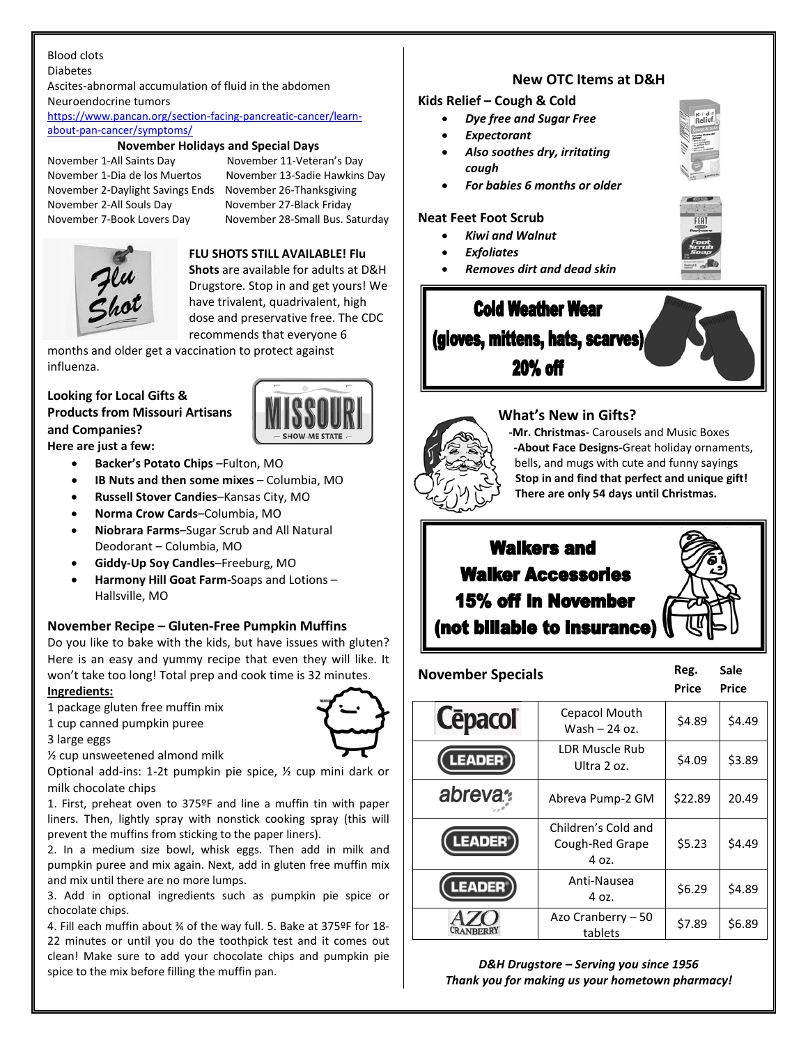Blood clots
Diabetes
Ascites-abnormal accumulation of fluid in the abdomen
Neuroendocrine tumors
https://www.pancan.org/section-facing-pancreatic-cancer/learn-about-pan-cancer/symptoms/

### November Holidays and Special Days

November 1-All Saints Day
November 1-Dia de los Muertos
November 2-Daylight Savings Ends
November 2-All Souls Day
November 7-Book Lovers Day
November 11-Veteran's Day
November 13-Sadie Hawkins Day
November 26-Thanksgiving
November 27-Black Friday
November 28-Small Bus. Saturday

**FLU SHOTS STILL AVAILABLE! Flu Shots** are available for adults at D&H Drugstore. Stop in and get yours! We have trivalent, quadrivalent, high dose and preservative free. The CDC recommends that everyone 6 months and older get a vaccination to protect against influenza.

### Looking for Local Gifts & Products from Missouri Artisans and Companies?

**Here are just a few:**

- **Backer's Potato Chips** –Fulton, MO
- **IB Nuts and then some mixes** – Columbia, MO
- **Russell Stover Candies**–Kansas City, MO
- **Norma Crow Cards**–Columbia, MO
- **Niobrara Farms**–Sugar Scrub and All Natural Deodorant – Columbia, MO
- **Giddy-Up Soy Candles**–Freeburg, MO
- **Harmony Hill Goat Farm-**Soaps and Lotions – Hallsville, MO

### November Recipe – Gluten-Free Pumpkin Muffins

Do you like to bake with the kids, but have issues with gluten? Here is an easy and yummy recipe that even they will like. It won't take too long! Total prep and cook time is 32 minutes.

**Ingredients:**

1 package gluten free muffin mix
1 cup canned pumpkin puree
3 large eggs
½ cup unsweetened almond milk
Optional add-ins: 1-2t pumpkin pie spice, ½ cup mini dark or milk chocolate chips

1. First, preheat oven to 375ºF and line a muffin tin with paper liners. Then, lightly spray with nonstick cooking spray (this will prevent the muffins from sticking to the paper liners).
2. In a medium size bowl, whisk eggs. Then add in milk and pumpkin puree and mix again. Next, add in gluten free muffin mix and mix until there are no more lumps.
3. Add in optional ingredients such as pumpkin pie spice or chocolate chips.
4. Fill each muffin about ¾ of the way full. 5. Bake at 375ºF for 18-22 minutes or until you do the toothpick test and it comes out clean! Make sure to add your chocolate chips and pumpkin pie spice to the mix before filling the muffin pan.

## New OTC Items at D&H

**Kids Relief – Cough & Cold**

- ***Dye free and Sugar Free***
- ***Expectorant***
- ***Also soothes dry, irritating cough***
- ***For babies 6 months or older***

**Neat Feet Foot Scrub**

- ***Kiwi and Walnut***
- ***Exfoliates***
- ***Removes dirt and dead skin***

**Cold Weather Wear (gloves, mittens, hats, scarves) 20% off**

### What's New in Gifts?

**-Mr. Christmas-** Carousels and Music Boxes
**-About Face Designs-**Great holiday ornaments, bells, and mugs with cute and funny sayings
**Stop in and find that perfect and unique gift! There are only 54 days until Christmas.**

**Walkers and Walker Accessories 15% off in November (not billable to insurance)**

### November Specials

| | | Reg. Price | Sale Price |
|---|---|---|---|
| Cēpacol | Cepacol Mouth Wash – 24 oz. | $4.89 | $4.49 |
| LEADER | LDR Muscle Rub Ultra 2 oz. | $4.09 | $3.89 |
| abreva | Abreva Pump-2 GM | $22.89 | 20.49 |
| LEADER | Children's Cold and Cough-Red Grape 4 oz. | $5.23 | $4.49 |
| LEADER | Anti-Nausea 4 oz. | $6.29 | $4.89 |
| AZO CRANBERRY | Azo Cranberry – 50 tablets | $7.89 | $6.89 |

*D&H Drugstore – Serving you since 1956*
*Thank you for making us your hometown pharmacy!*